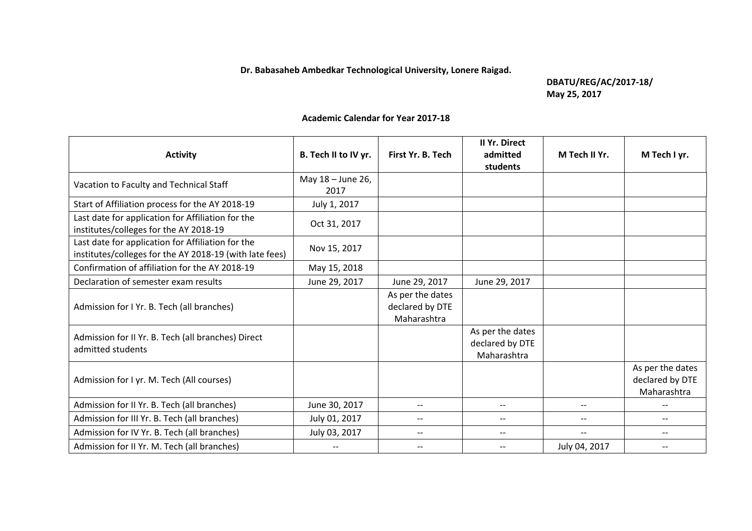**Dr. Babasaheb Ambedkar Technological University, Lonere Raigad.**

**DBATU/REG/AC/2017-18/**
**May 25, 2017**

**Academic Calendar for Year 2017-18**

| Activity | B. Tech II to IV yr. | First Yr. B. Tech | II Yr. Direct admitted students | M Tech II Yr. | M Tech I yr. |
|---|---|---|---|---|---|
| Vacation to Faculty and Technical Staff | May 18 – June 26, 2017 | | | | |
| Start of Affiliation process for the AY 2018-19 | July 1, 2017 | | | | |
| Last date for application for Affiliation for the institutes/colleges for the AY 2018-19 | Oct 31, 2017 | | | | |
| Last date for application for Affiliation for the institutes/colleges for the AY 2018-19 (with late fees) | Nov 15, 2017 | | | | |
| Confirmation of affiliation for the AY 2018-19 | May 15, 2018 | | | | |
| Declaration of semester exam results | June 29, 2017 | June 29, 2017 | June 29, 2017 | | |
| Admission for I Yr. B. Tech (all branches) | | As per the dates declared by DTE Maharashtra | | | |
| Admission for II Yr. B. Tech (all branches) Direct admitted students | | | As per the dates declared by DTE Maharashtra | | |
| Admission for I yr. M. Tech (All courses) | | | | | As per the dates declared by DTE Maharashtra |
| Admission for II Yr. B. Tech (all branches) | June 30, 2017 | -- | -- | -- | -- |
| Admission for III Yr. B. Tech (all branches) | July 01, 2017 | -- | -- | -- | -- |
| Admission for IV Yr. B. Tech (all branches) | July 03, 2017 | -- | -- | -- | -- |
| Admission for II Yr. M. Tech (all branches) | -- | -- | -- | July 04, 2017 | -- |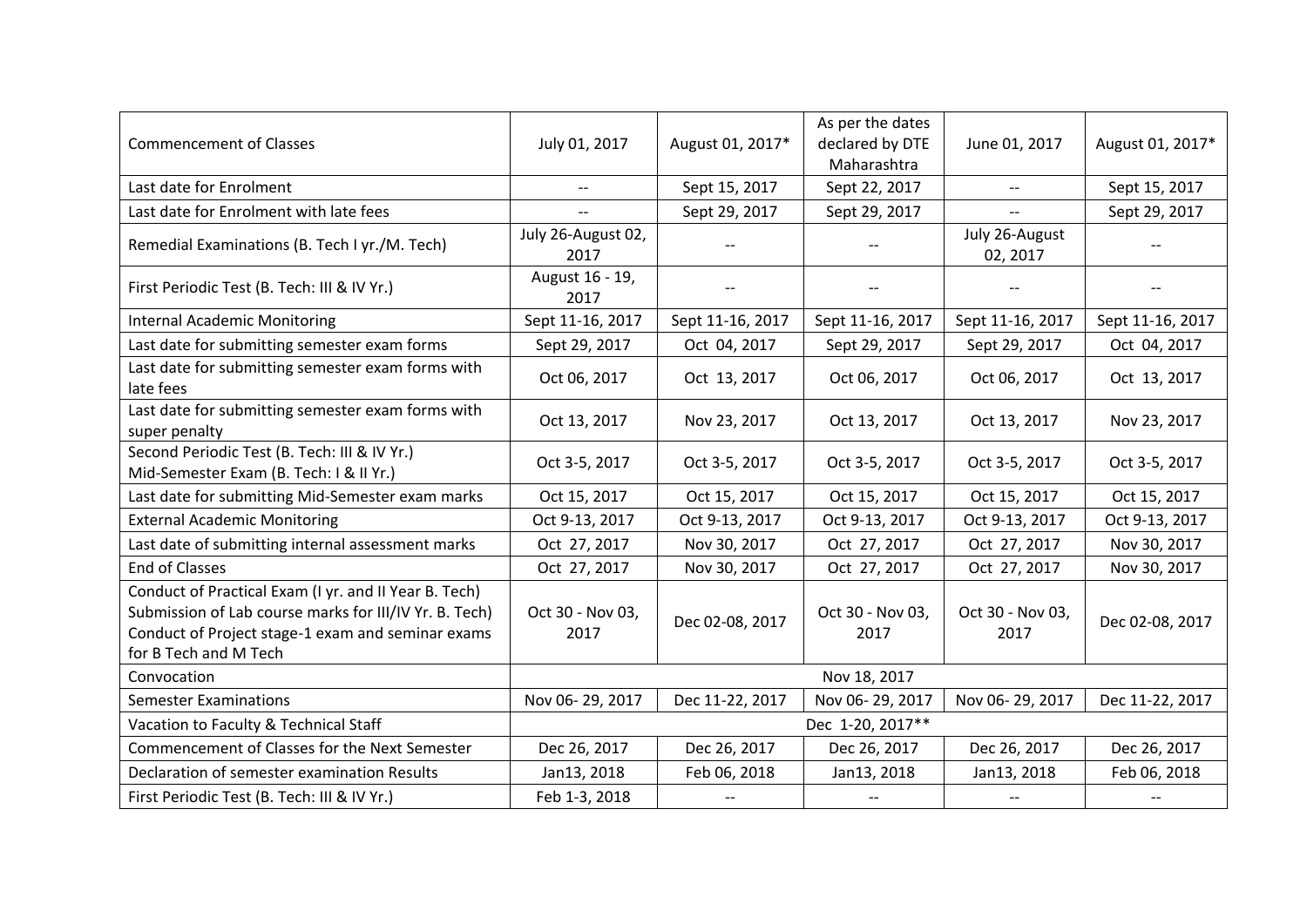| Commencement of Classes | July 01, 2017 | August 01, 2017* | As per the dates declared by DTE Maharashtra | June 01, 2017 | August 01, 2017* |
|---|---|---|---|---|---|
| Last date for Enrolment | -- | Sept 15, 2017 | Sept 22, 2017 | -- | Sept 15, 2017 |
| Last date for Enrolment with late fees | -- | Sept 29, 2017 | Sept 29, 2017 | -- | Sept 29, 2017 |
| Remedial Examinations (B. Tech I yr./M. Tech) | July 26-August 02, 2017 | -- | -- | July 26-August 02, 2017 | -- |
| First Periodic Test (B. Tech: III & IV Yr.) | August 16 - 19, 2017 | -- | -- | -- | -- |
| Internal Academic Monitoring | Sept 11-16, 2017 | Sept 11-16, 2017 | Sept 11-16, 2017 | Sept 11-16, 2017 | Sept 11-16, 2017 |
| Last date for submitting semester exam forms | Sept 29, 2017 | Oct 04, 2017 | Sept 29, 2017 | Sept 29, 2017 | Oct 04, 2017 |
| Last date for submitting semester exam forms with late fees | Oct 06, 2017 | Oct 13, 2017 | Oct 06, 2017 | Oct 06, 2017 | Oct 13, 2017 |
| Last date for submitting semester exam forms with super penalty | Oct 13, 2017 | Nov 23, 2017 | Oct 13, 2017 | Oct 13, 2017 | Nov 23, 2017 |
| Second Periodic Test (B. Tech: III & IV Yr.) Mid-Semester Exam (B. Tech: I & II Yr.) | Oct 3-5, 2017 | Oct 3-5, 2017 | Oct 3-5, 2017 | Oct 3-5, 2017 | Oct 3-5, 2017 |
| Last date for submitting Mid-Semester exam marks | Oct 15, 2017 | Oct 15, 2017 | Oct 15, 2017 | Oct 15, 2017 | Oct 15, 2017 |
| External Academic Monitoring | Oct 9-13, 2017 | Oct 9-13, 2017 | Oct 9-13, 2017 | Oct 9-13, 2017 | Oct 9-13, 2017 |
| Last date of submitting internal assessment marks | Oct 27, 2017 | Nov 30, 2017 | Oct 27, 2017 | Oct 27, 2017 | Nov 30, 2017 |
| End of Classes | Oct 27, 2017 | Nov 30, 2017 | Oct 27, 2017 | Oct 27, 2017 | Nov 30, 2017 |
| Conduct of Practical Exam (I yr. and II Year B. Tech) Submission of Lab course marks for III/IV Yr. B. Tech) Conduct of Project stage-1 exam and seminar exams for B Tech and M Tech | Oct 30 - Nov 03, 2017 | Dec 02-08, 2017 | Oct 30 - Nov 03, 2017 | Oct 30 - Nov 03, 2017 | Dec 02-08, 2017 |
| Convocation | Nov 18, 2017 | | | | |
| Semester Examinations | Nov 06- 29, 2017 | Dec 11-22, 2017 | Nov 06- 29, 2017 | Nov 06- 29, 2017 | Dec 11-22, 2017 |
| Vacation to Faculty & Technical Staff | Dec 1-20, 2017** | | | | |
| Commencement of Classes for the Next Semester | Dec 26, 2017 | Dec 26, 2017 | Dec 26, 2017 | Dec 26, 2017 | Dec 26, 2017 |
| Declaration of semester examination Results | Jan13, 2018 | Feb 06, 2018 | Jan13, 2018 | Jan13, 2018 | Feb 06, 2018 |
| First Periodic Test (B. Tech: III & IV Yr.) | Feb 1-3, 2018 | -- | -- | -- | -- |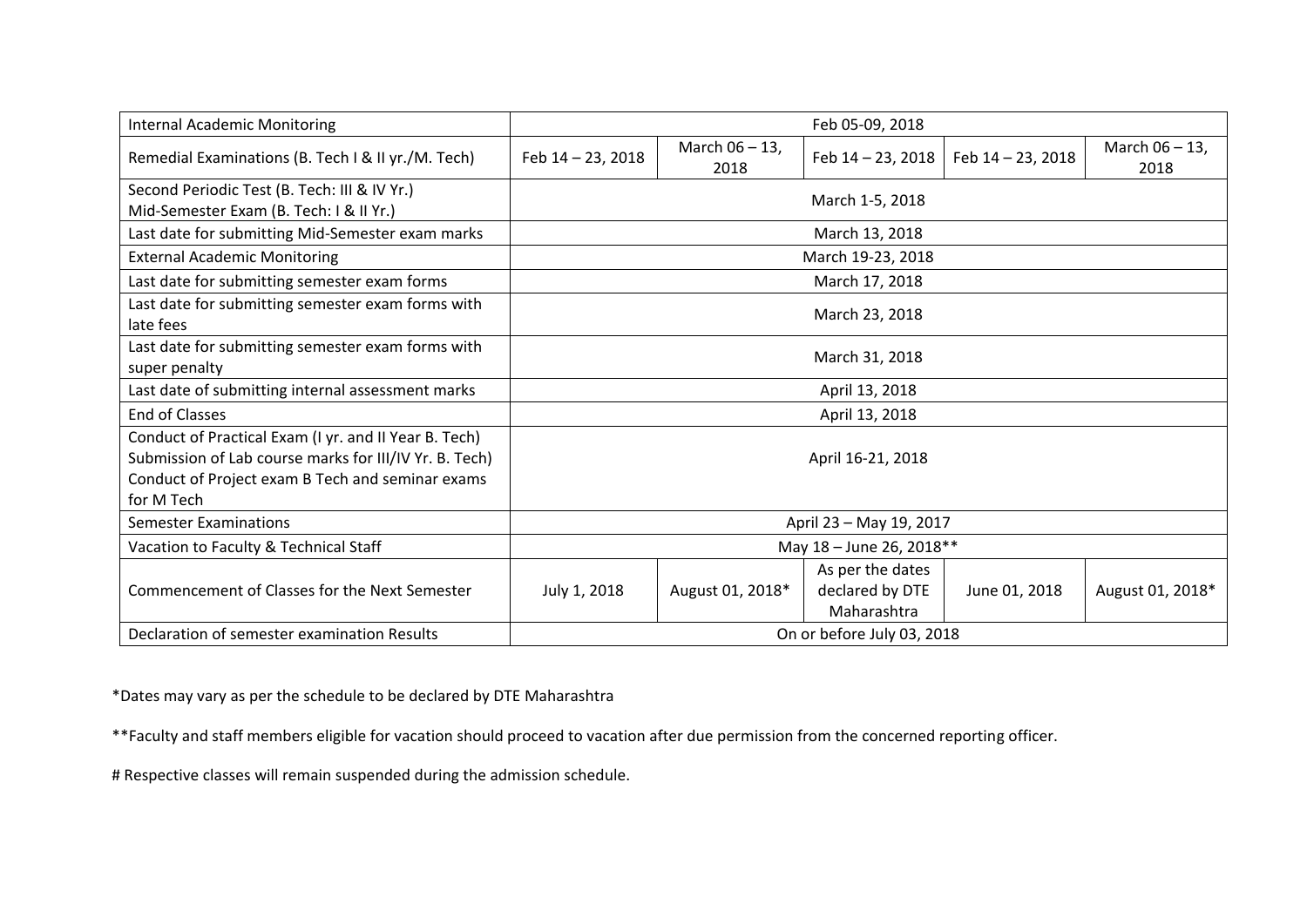| Internal Academic Monitoring | Feb 05-09, 2018 | | | | |
|---|---|---|---|---|---|
| Remedial Examinations (B. Tech I & II yr./M. Tech) | Feb 14 – 23, 2018 | March 06 – 13, 2018 | Feb 14 – 23, 2018 | Feb 14 – 23, 2018 | March 06 – 13, 2018 |
| Second Periodic Test (B. Tech: III & IV Yr.)<br>Mid-Semester Exam (B. Tech: I & II Yr.) | March 1-5, 2018 | | | | |
| Last date for submitting Mid-Semester exam marks | March 13, 2018 | | | | |
| External Academic Monitoring | March 19-23, 2018 | | | | |
| Last date for submitting semester exam forms | March 17, 2018 | | | | |
| Last date for submitting semester exam forms with late fees | March 23, 2018 | | | | |
| Last date for submitting semester exam forms with super penalty | March 31, 2018 | | | | |
| Last date of submitting internal assessment marks | April 13, 2018 | | | | |
| End of Classes | April 13, 2018 | | | | |
| Conduct of Practical Exam (I yr. and II Year B. Tech)<br>Submission of Lab course marks for III/IV Yr. B. Tech)<br>Conduct of Project exam B Tech and seminar exams for M Tech | April 16-21, 2018 | | | | |
| Semester Examinations | April 23 – May 19, 2017 | | | | |
| Vacation to Faculty & Technical Staff | May 18 – June 26, 2018** | | | | |
| Commencement of Classes for the Next Semester | July 1, 2018 | August 01, 2018* | As per the dates declared by DTE Maharashtra | June 01, 2018 | August 01, 2018* |
| Declaration of semester examination Results | On or before July 03, 2018 | | | | |

*Dates may vary as per the schedule to be declared by DTE Maharashtra

**Faculty and staff members eligible for vacation should proceed to vacation after due permission from the concerned reporting officer.

# Respective classes will remain suspended during the admission schedule.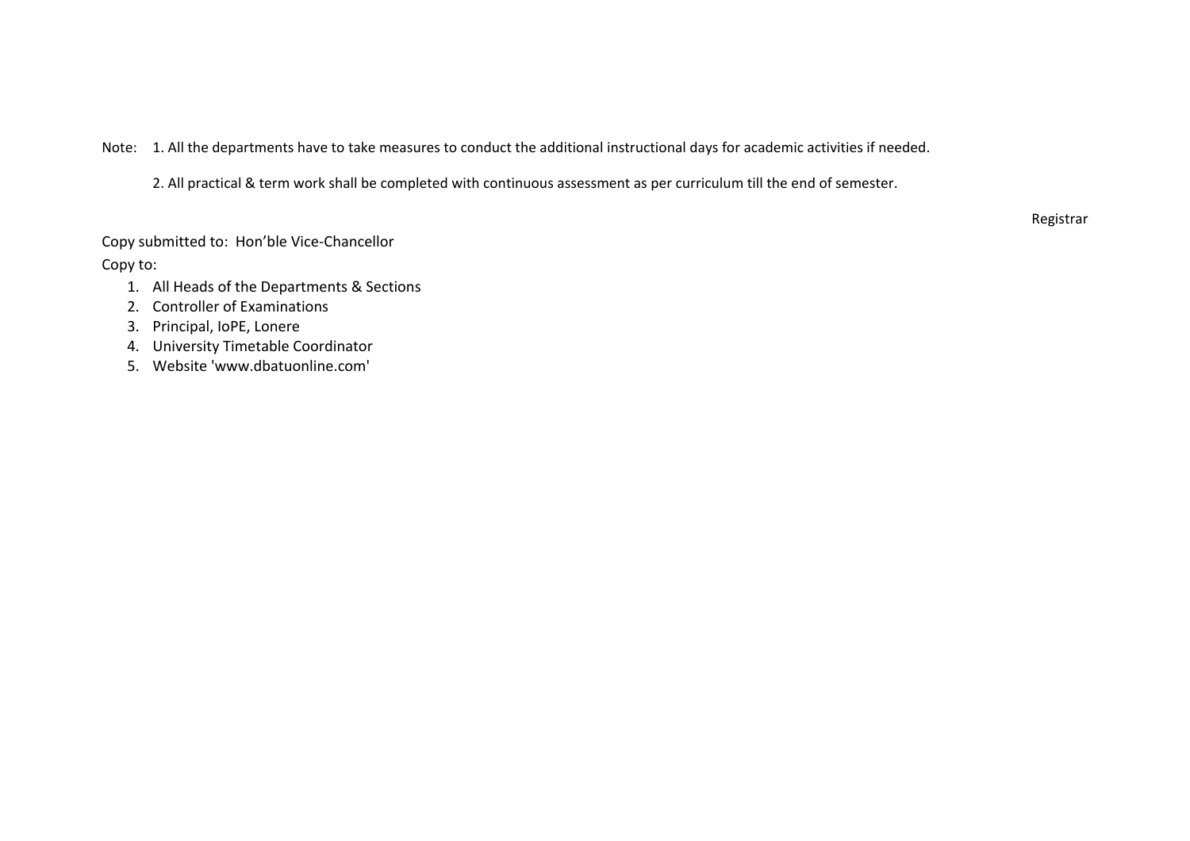Note: 1. All the departments have to take measures to conduct the additional instructional days for academic activities if needed.

2. All practical & term work shall be completed with continuous assessment as per curriculum till the end of semester.

Registrar

Copy submitted to: Hon’ble Vice-Chancellor

Copy to:

1. All Heads of the Departments & Sections
2. Controller of Examinations
3. Principal, IoPE, Lonere
4. University Timetable Coordinator
5. Website 'www.dbatuonline.com'